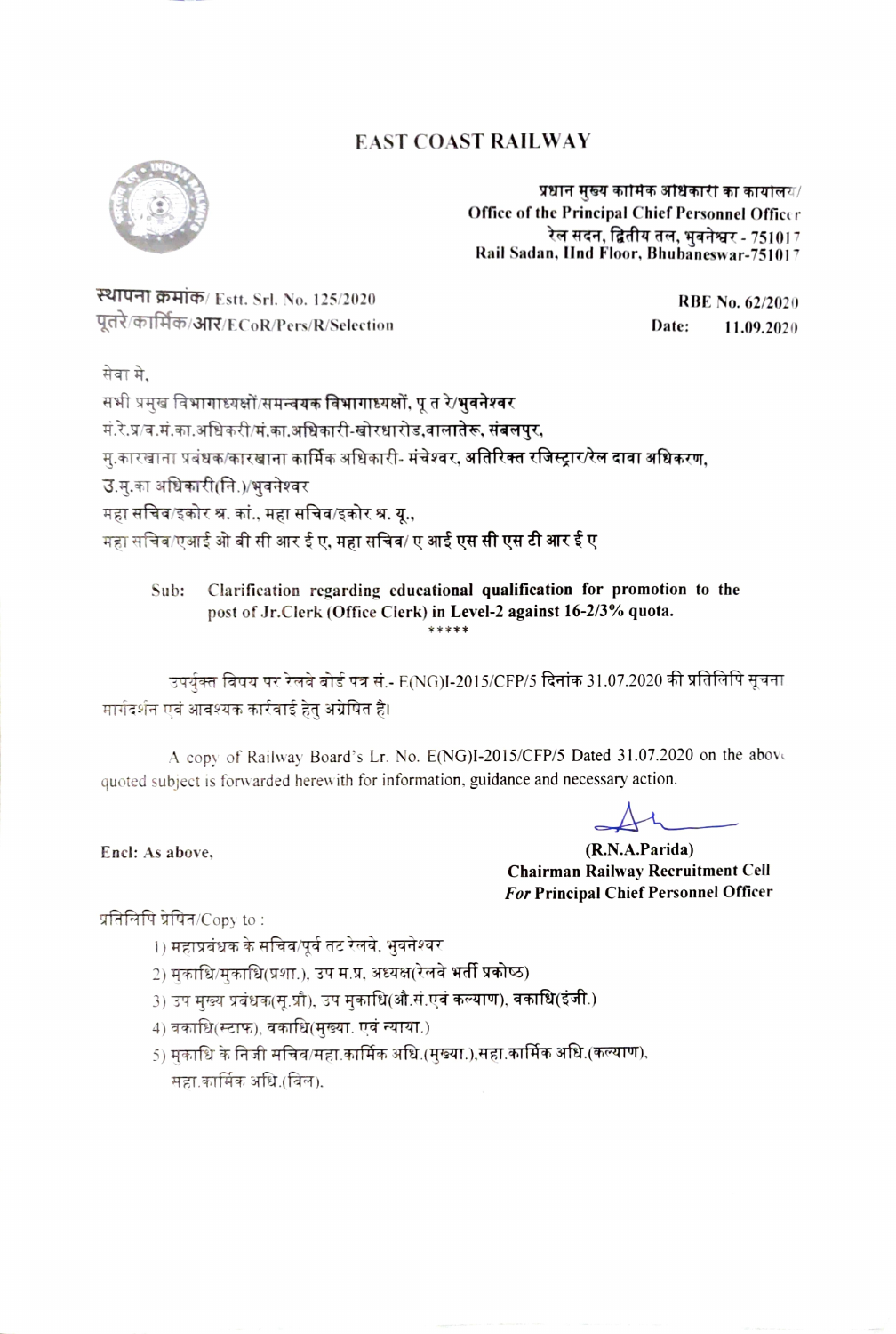# EAST COAST RAILWAY

प्रधान मुख्य कार्मिक अधिकारी का कार्यालय/
Office of the Principal Chief Personnel Officer
रेल सदन, द्वितीय तल, भुवनेश्वर - 751017
Rail Sadan, IInd Floor, Bhubaneswar-751017

स्थापना क्रमांक/ Estt. Srl. No. 125/2020
पूतरे/कार्मिक/आर/ECoR/Pers/R/Selection

RBE No. 62/2020
Date: 11.09.2020

सेवा मे,
सभी प्रमुख विभागाध्यक्षों/समन्वयक विभागाध्यक्षों, पू त रे/भुवनेश्वर
मं.रे.प्र/व.मं.का.अधिकारी/मं.का.अधिकारी-खोरधारोड,वालातेरू, संबलपुर,
मु.कारखाना प्रबंधक/कारखाना कार्मिक अधिकारी- मंचेश्वर, अतिरिक्त रजिस्ट्रार/रेल दावा अधिकरण,
उ.मु.का अधिकारी(नि.)/भुवनेश्वर
महा सचिव/इकोर श्र. कां., महा सचिव/इकोर श्र. यू.,
महा सचिव/एआई ओ बी सी आर ई ए, महा सचिव/ ए आई एस सी एस टी आर ई ए

**Sub: Clarification regarding educational qualification for promotion to the post of Jr.Clerk (Office Clerk) in Level-2 against 16-2/3% quota.**

*****

उपर्युक्त विषय पर रेलवे बोर्ड पत्र सं.- E(NG)I-2015/CFP/5 दिनांक 31.07.2020 की प्रतिलिपि सूचना मार्गदर्शन एवं आवश्यक कार्रवाई हेतु अग्रेषित है।

A copy of Railway Board's Lr. No. E(NG)I-2015/CFP/5 Dated 31.07.2020 on the above quoted subject is forwarded herewith for information, guidance and necessary action.

Encl: As above,

**(R.N.A.Parida)**
**Chairman Railway Recruitment Cell**
***For* Principal Chief Personnel Officer**

प्रतिलिपि प्रेषित/Copy to :

1) महाप्रबंधक के सचिव/पूर्व तट रेलवे, भुवनेश्वर
2) मुकाधि/मुकाधि(प्रशा.), उप म.प्र. अध्यक्ष(रेलवे भर्ती प्रकोष्ठ)
3) उप मुख्य प्रबंधक(सू.प्रौ), उप मुकाधि(औ.सं.एवं कल्याण), वकाधि(इंजी.)
4) वकाधि(स्टाफ), वकाधि(मुख्या. एवं न्याया.)
5) मुकाधि के निजी सचिव/महा.कार्मिक अधि.(मुख्या.),महा.कार्मिक अधि.(कल्याण), महा.कार्मिक अधि.(बिल).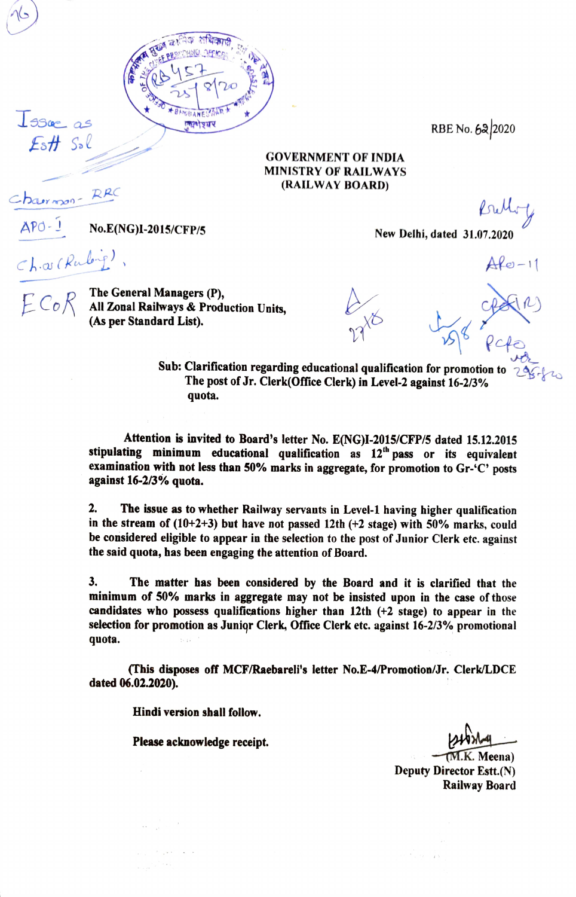RBE No. 62/2020

**GOVERNMENT OF INDIA**
**MINISTRY OF RAILWAYS**
**(RAILWAY BOARD)**

No.E(NG)I-2015/CFP/5

New Delhi, dated 31.07.2020

The General Managers (P),
All Zonal Railways & Production Units,
(As per Standard List).

**Sub: Clarification regarding educational qualification for promotion to The post of Jr. Clerk(Office Clerk) in Level-2 against 16-2/3% quota.**

Attention is invited to Board's letter No. E(NG)I-2015/CFP/5 dated 15.12.2015 stipulating minimum educational qualification as 12th pass or its equivalent examination with not less than 50% marks in aggregate, for promotion to Gr-'C' posts against 16-2/3% quota.

2. The issue as to whether Railway servants in Level-1 having higher qualification in the stream of (10+2+3) but have not passed 12th (+2 stage) with 50% marks, could be considered eligible to appear in the selection to the post of Junior Clerk etc. against the said quota, has been engaging the attention of Board.

3. The matter has been considered by the Board and it is clarified that the minimum of 50% marks in aggregate may not be insisted upon in the case of those candidates who possess qualifications higher than 12th (+2 stage) to appear in the selection for promotion as Junior Clerk, Office Clerk etc. against 16-2/3% promotional quota.

(This disposes off MCF/Raebareli's letter No.E-4/Promotion/Jr. Clerk/LDCE dated 06.02.2020).

Hindi version shall follow.

Please acknowledge receipt.

(M.K. Meena)
Deputy Director Estt.(N)
Railway Board